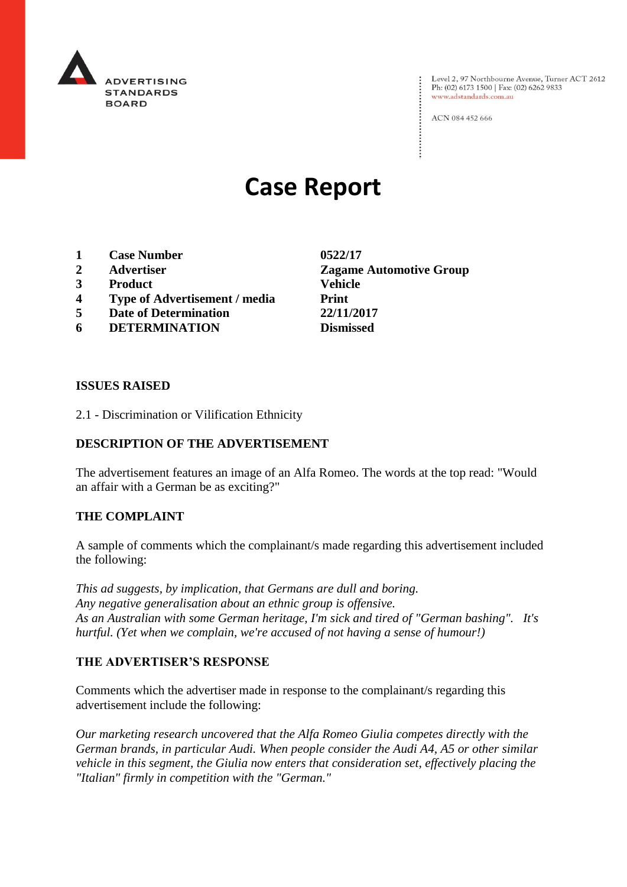ADVERTISING STANDARDS BOARD

Level 2, 97 Northbourne Avenue, Turner ACT 2612
Ph: (02) 6173 1500 | Fax: (02) 6262 9833
www.adstandards.com.au

ACN 084 452 666

# Case Report

| | | |
|---|---|---|
| **1** | **Case Number** | **0522/17** |
| **2** | **Advertiser** | **Zagame Automotive Group** |
| **3** | **Product** | **Vehicle** |
| **4** | **Type of Advertisement / media** | **Print** |
| **5** | **Date of Determination** | **22/11/2017** |
| **6** | **DETERMINATION** | **Dismissed** |

## ISSUES RAISED

2.1 - Discrimination or Vilification Ethnicity

## DESCRIPTION OF THE ADVERTISEMENT

The advertisement features an image of an Alfa Romeo. The words at the top read: "Would an affair with a German be as exciting?"

## THE COMPLAINT

A sample of comments which the complainant/s made regarding this advertisement included the following:

*This ad suggests, by implication, that Germans are dull and boring.*
*Any negative generalisation about an ethnic group is offensive.*
*As an Australian with some German heritage, I'm sick and tired of "German bashing". It's hurtful. (Yet when we complain, we're accused of not having a sense of humour!)*

## THE ADVERTISER'S RESPONSE

Comments which the advertiser made in response to the complainant/s regarding this advertisement include the following:

*Our marketing research uncovered that the Alfa Romeo Giulia competes directly with the German brands, in particular Audi. When people consider the Audi A4, A5 or other similar vehicle in this segment, the Giulia now enters that consideration set, effectively placing the "Italian" firmly in competition with the "German."*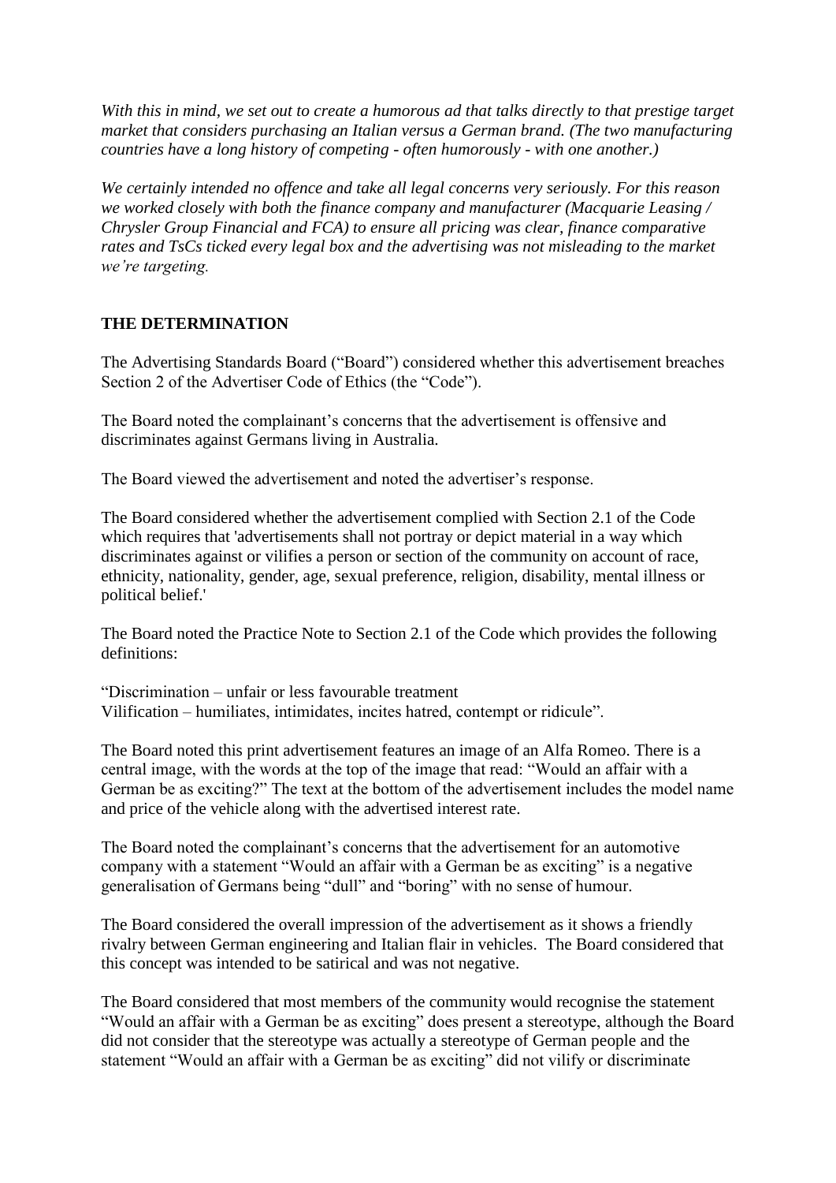*With this in mind, we set out to create a humorous ad that talks directly to that prestige target market that considers purchasing an Italian versus a German brand. (The two manufacturing countries have a long history of competing - often humorously - with one another.)*

*We certainly intended no offence and take all legal concerns very seriously. For this reason we worked closely with both the finance company and manufacturer (Macquarie Leasing / Chrysler Group Financial and FCA) to ensure all pricing was clear, finance comparative rates and TsCs ticked every legal box and the advertising was not misleading to the market we're targeting.*

**THE DETERMINATION**

The Advertising Standards Board ("Board") considered whether this advertisement breaches Section 2 of the Advertiser Code of Ethics (the "Code").

The Board noted the complainant's concerns that the advertisement is offensive and discriminates against Germans living in Australia.

The Board viewed the advertisement and noted the advertiser's response.

The Board considered whether the advertisement complied with Section 2.1 of the Code which requires that 'advertisements shall not portray or depict material in a way which discriminates against or vilifies a person or section of the community on account of race, ethnicity, nationality, gender, age, sexual preference, religion, disability, mental illness or political belief.'

The Board noted the Practice Note to Section 2.1 of the Code which provides the following definitions:

"Discrimination – unfair or less favourable treatment
Vilification – humiliates, intimidates, incites hatred, contempt or ridicule".

The Board noted this print advertisement features an image of an Alfa Romeo. There is a central image, with the words at the top of the image that read: "Would an affair with a German be as exciting?" The text at the bottom of the advertisement includes the model name and price of the vehicle along with the advertised interest rate.

The Board noted the complainant's concerns that the advertisement for an automotive company with a statement "Would an affair with a German be as exciting" is a negative generalisation of Germans being "dull" and "boring" with no sense of humour.

The Board considered the overall impression of the advertisement as it shows a friendly rivalry between German engineering and Italian flair in vehicles. The Board considered that this concept was intended to be satirical and was not negative.

The Board considered that most members of the community would recognise the statement "Would an affair with a German be as exciting" does present a stereotype, although the Board did not consider that the stereotype was actually a stereotype of German people and the statement "Would an affair with a German be as exciting" did not vilify or discriminate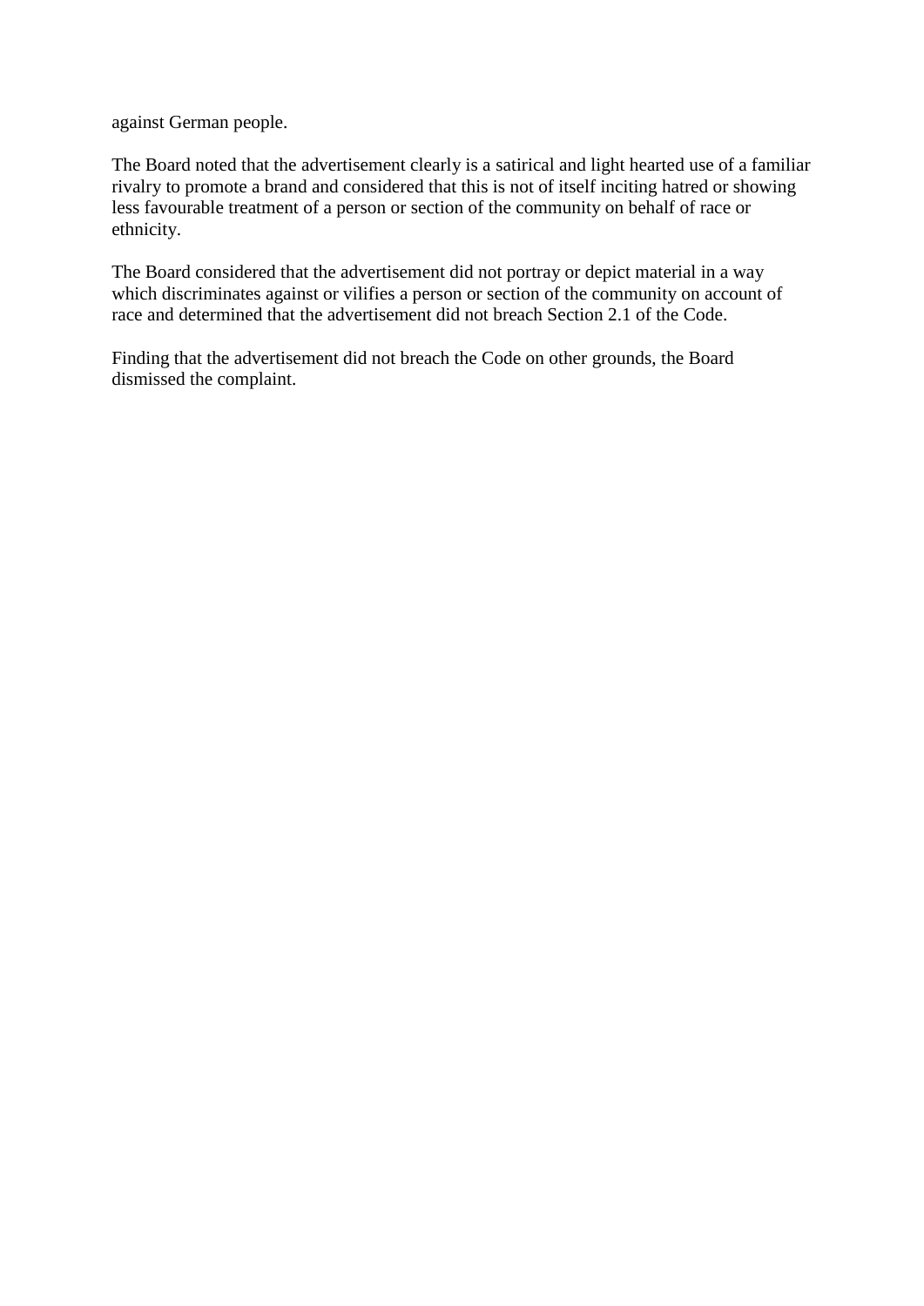against German people.

The Board noted that the advertisement clearly is a satirical and light hearted use of a familiar rivalry to promote a brand and considered that this is not of itself inciting hatred or showing less favourable treatment of a person or section of the community on behalf of race or ethnicity.

The Board considered that the advertisement did not portray or depict material in a way which discriminates against or vilifies a person or section of the community on account of race and determined that the advertisement did not breach Section 2.1 of the Code.

Finding that the advertisement did not breach the Code on other grounds, the Board dismissed the complaint.